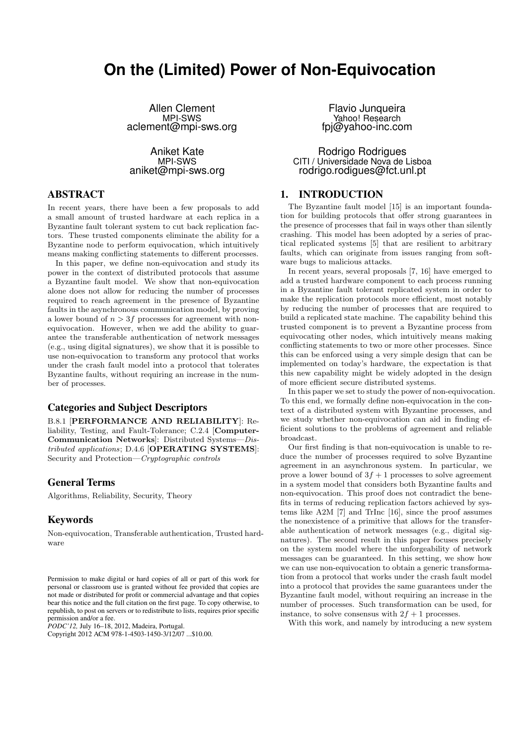# On the (Limited) Power of Non-Equivocation

Allen Clement
MPI-SWS
aclement@mpi-sws.org

Flavio Junqueira
Yahoo! Research
fpj@yahoo-inc.com

Aniket Kate
MPI-SWS
aniket@mpi-sws.org

Rodrigo Rodrigues
CITI / Universidade Nova de Lisboa
rodrigo.rodigues@fct.unl.pt

## ABSTRACT

In recent years, there have been a few proposals to add a small amount of trusted hardware at each replica in a Byzantine fault tolerant system to cut back replication factors. These trusted components eliminate the ability for a Byzantine node to perform equivocation, which intuitively means making conflicting statements to different processes.

In this paper, we define non-equivocation and study its power in the context of distributed protocols that assume a Byzantine fault model. We show that non-equivocation alone does not allow for reducing the number of processes required to reach agreement in the presence of Byzantine faults in the asynchronous communication model, by proving a lower bound of $n > 3f$ processes for agreement with non-equivocation. However, when we add the ability to guarantee the transferable authentication of network messages (e.g., using digital signatures), we show that it is possible to use non-equivocation to transform any protocol that works under the crash fault model into a protocol that tolerates Byzantine faults, without requiring an increase in the number of processes.

### Categories and Subject Descriptors

B.8.1 [**PERFORMANCE AND RELIABILITY**]: Reliability, Testing, and Fault-Tolerance; C.2.4 [**Computer-Communication Networks**]: Distributed Systems—*Distributed applications*; D.4.6 [**OPERATING SYSTEMS**]: Security and Protection—*Cryptographic controls*

### General Terms

Algorithms, Reliability, Security, Theory

### Keywords

Non-equivocation, Transferable authentication, Trusted hardware

Permission to make digital or hard copies of all or part of this work for personal or classroom use is granted without fee provided that copies are not made or distributed for profit or commercial advantage and that copies bear this notice and the full citation on the first page. To copy otherwise, to republish, to post on servers or to redistribute to lists, requires prior specific permission and/or a fee.
*PODC'12,* July 16–18, 2012, Madeira, Portugal.
Copyright 2012 ACM 978-1-4503-1450-3/12/07 ...$10.00.

## 1. INTRODUCTION

The Byzantine fault model [15] is an important foundation for building protocols that offer strong guarantees in the presence of processes that fail in ways other than silently crashing. This model has been adopted by a series of practical replicated systems [5] that are resilient to arbitrary faults, which can originate from issues ranging from software bugs to malicious attacks.

In recent years, several proposals [7, 16] have emerged to add a trusted hardware component to each process running in a Byzantine fault tolerant replicated system in order to make the replication protocols more efficient, most notably by reducing the number of processes that are required to build a replicated state machine. The capability behind this trusted component is to prevent a Byzantine process from equivocating other nodes, which intuitively means making conflicting statements to two or more other processes. Since this can be enforced using a very simple design that can be implemented on today's hardware, the expectation is that this new capability might be widely adopted in the design of more efficient secure distributed systems.

In this paper we set to study the power of non-equivocation. To this end, we formally define non-equivocation in the context of a distributed system with Byzantine processes, and we study whether non-equivocation can aid in finding efficient solutions to the problems of agreement and reliable broadcast.

Our first finding is that non-equivocation is unable to reduce the number of processes required to solve Byzantine agreement in an asynchronous system. In particular, we prove a lower bound of $3f + 1$ processes to solve agreement in a system model that considers both Byzantine faults and non-equivocation. This proof does not contradict the benefits in terms of reducing replication factors achieved by systems like A2M [7] and TrInc [16], since the proof assumes the nonexistence of a primitive that allows for the transferable authentication of network messages (e.g., digital signatures). The second result in this paper focuses precisely on the system model where the unforgeability of network messages can be guaranteed. In this setting, we show how we can use non-equivocation to obtain a generic transformation from a protocol that works under the crash fault model into a protocol that provides the same guarantees under the Byzantine fault model, without requiring an increase in the number of processes. Such transformation can be used, for instance, to solve consensus with $2f + 1$ processes.

With this work, and namely by introducing a new system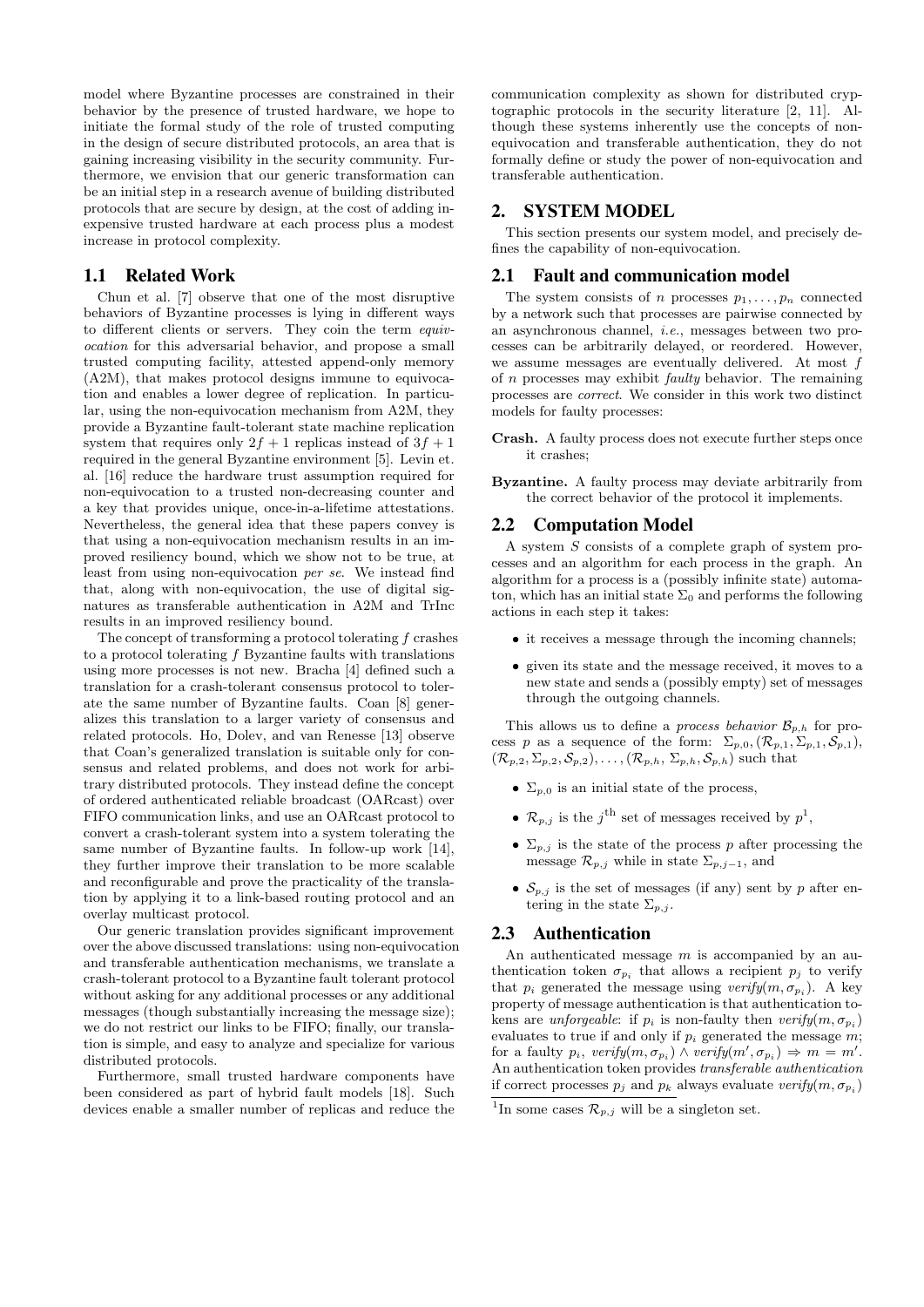model where Byzantine processes are constrained in their behavior by the presence of trusted hardware, we hope to initiate the formal study of the role of trusted computing in the design of secure distributed protocols, an area that is gaining increasing visibility in the security community. Furthermore, we envision that our generic transformation can be an initial step in a research avenue of building distributed protocols that are secure by design, at the cost of adding inexpensive trusted hardware at each process plus a modest increase in protocol complexity.

## 1.1 Related Work

Chun et al. [7] observe that one of the most disruptive behaviors of Byzantine processes is lying in different ways to different clients or servers. They coin the term *equivocation* for this adversarial behavior, and propose a small trusted computing facility, attested append-only memory (A2M), that makes protocol designs immune to equivocation and enables a lower degree of replication. In particular, using the non-equivocation mechanism from A2M, they provide a Byzantine fault-tolerant state machine replication system that requires only $2f+1$ replicas instead of $3f+1$ required in the general Byzantine environment [5]. Levin et. al. [16] reduce the hardware trust assumption required for non-equivocation to a trusted non-decreasing counter and a key that provides unique, once-in-a-lifetime attestations. Nevertheless, the general idea that these papers convey is that using a non-equivocation mechanism results in an improved resiliency bound, which we show not to be true, at least from using non-equivocation *per se*. We instead find that, along with non-equivocation, the use of digital signatures as transferable authentication in A2M and TrInc results in an improved resiliency bound.

The concept of transforming a protocol tolerating $f$ crashes to a protocol tolerating $f$ Byzantine faults with translations using more processes is not new. Bracha [4] defined such a translation for a crash-tolerant consensus protocol to tolerate the same number of Byzantine faults. Coan [8] generalizes this translation to a larger variety of consensus and related protocols. Ho, Dolev, and van Renesse [13] observe that Coan's generalized translation is suitable only for consensus and related problems, and does not work for arbitrary distributed protocols. They instead define the concept of ordered authenticated reliable broadcast (OARcast) over FIFO communication links, and use an OARcast protocol to convert a crash-tolerant system into a system tolerating the same number of Byzantine faults. In follow-up work [14], they further improve their translation to be more scalable and reconfigurable and prove the practicality of the translation by applying it to a link-based routing protocol and an overlay multicast protocol.

Our generic translation provides significant improvement over the above discussed translations: using non-equivocation and transferable authentication mechanisms, we translate a crash-tolerant protocol to a Byzantine fault tolerant protocol without asking for any additional processes or any additional messages (though substantially increasing the message size); we do not restrict our links to be FIFO; finally, our translation is simple, and easy to analyze and specialize for various distributed protocols.

Furthermore, small trusted hardware components have been considered as part of hybrid fault models [18]. Such devices enable a smaller number of replicas and reduce the communication complexity as shown for distributed cryptographic protocols in the security literature [2, 11]. Although these systems inherently use the concepts of non-equivocation and transferable authentication, they do not formally define or study the power of non-equivocation and transferable authentication.

# 2. SYSTEM MODEL

This section presents our system model, and precisely defines the capability of non-equivocation.

## 2.1 Fault and communication model

The system consists of $n$ processes $p_1, \ldots, p_n$ connected by a network such that processes are pairwise connected by an asynchronous channel, *i.e.*, messages between two processes can be arbitrarily delayed, or reordered. However, we assume messages are eventually delivered. At most $f$ of $n$ processes may exhibit *faulty* behavior. The remaining processes are *correct*. We consider in this work two distinct models for faulty processes:

**Crash.** A faulty process does not execute further steps once it crashes;

**Byzantine.** A faulty process may deviate arbitrarily from the correct behavior of the protocol it implements.

## 2.2 Computation Model

A system $S$ consists of a complete graph of system processes and an algorithm for each process in the graph. An algorithm for a process is a (possibly infinite state) automaton, which has an initial state $\Sigma_0$ and performs the following actions in each step it takes:

- it receives a message through the incoming channels;
- given its state and the message received, it moves to a new state and sends a (possibly empty) set of messages through the outgoing channels.

This allows us to define a *process behavior* $\mathcal{B}_{p,h}$ for process $p$ as a sequence of the form: $\Sigma_{p,0}, (\mathcal{R}_{p,1}, \Sigma_{p,1}, \mathcal{S}_{p,1}), (\mathcal{R}_{p,2}, \Sigma_{p,2}, \mathcal{S}_{p,2}), \ldots, (\mathcal{R}_{p,h}, \Sigma_{p,h}, \mathcal{S}_{p,h})$ such that

- $\Sigma_{p,0}$ is an initial state of the process,
- $\mathcal{R}_{p,j}$ is the $j^{\text{th}}$ set of messages received by $p$[1],
- $\Sigma_{p,j}$ is the state of the process $p$ after processing the message $\mathcal{R}_{p,j}$ while in state $\Sigma_{p,j-1}$, and
- $\mathcal{S}_{p,j}$ is the set of messages (if any) sent by $p$ after entering in the state $\Sigma_{p,j}$.

## 2.3 Authentication

An authenticated message $m$ is accompanied by an authentication token $\sigma_{p_i}$ that allows a recipient $p_j$ to verify that $p_i$ generated the message using *verify*$(m, \sigma_{p_i})$. A key property of message authentication is that authentication tokens are *unforgeable*: if $p_i$ is non-faulty then *verify*$(m, \sigma_{p_i})$ evaluates to true if and only if $p_i$ generated the message $m$; for a faulty $p_i$, *verify*$(m, \sigma_{p_i}) \wedge$ *verify*$(m', \sigma_{p_i}) \Rightarrow m = m'$. An authentication token provides *transferable authentication* if correct processes $p_j$ and $p_k$ always evaluate *verify*$(m, \sigma_{p_i})$

[1] In some cases $\mathcal{R}_{p,j}$ will be a singleton set.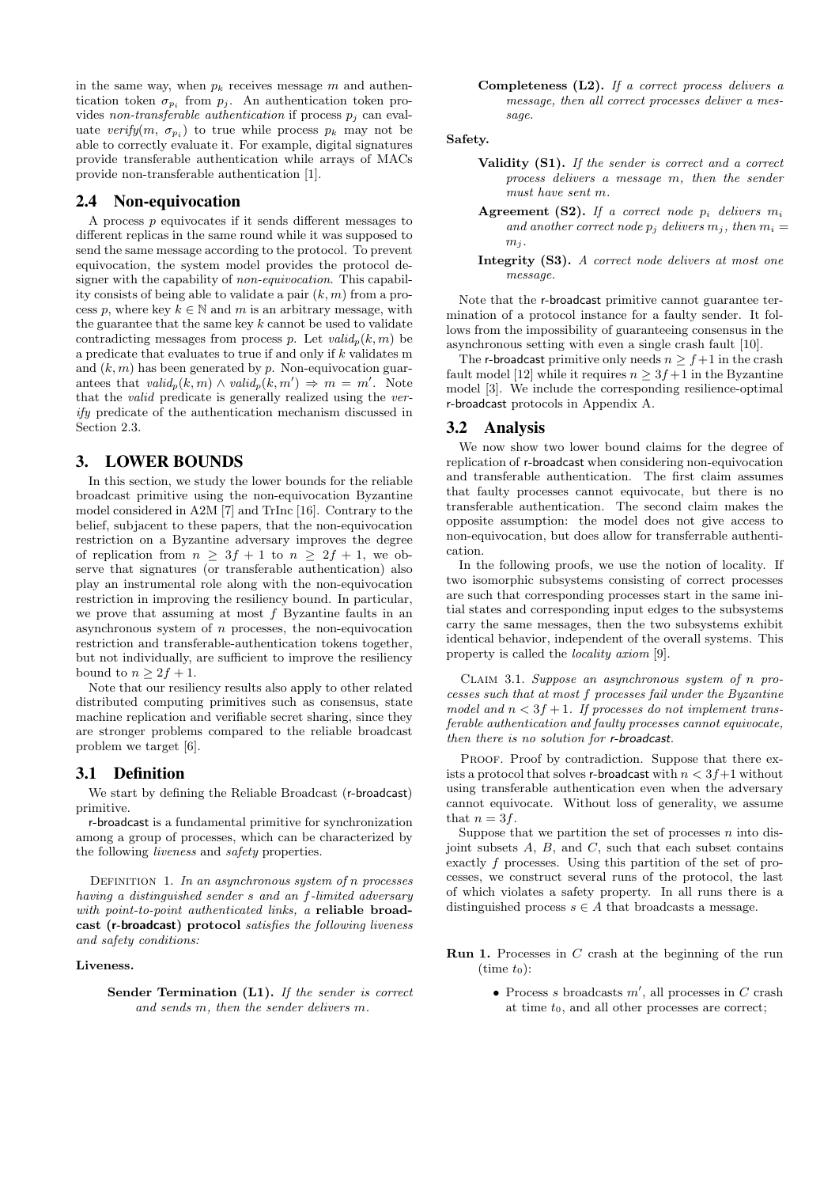in the same way, when $p_k$ receives message $m$ and authentication token $\sigma_{p_i}$ from $p_j$. An authentication token provides *non-transferable authentication* if process $p_j$ can evaluate *verify*$(m, \sigma_{p_i})$ to true while process $p_k$ may not be able to correctly evaluate it. For example, digital signatures provide transferable authentication while arrays of MACs provide non-transferable authentication [1].

## 2.4 Non-equivocation

A process $p$ equivocates if it sends different messages to different replicas in the same round while it was supposed to send the same message according to the protocol. To prevent equivocation, the system model provides the protocol designer with the capability of *non-equivocation*. This capability consists of being able to validate a pair $(k, m)$ from a process $p$, where key $k \in \mathbb{N}$ and $m$ is an arbitrary message, with the guarantee that the same key $k$ cannot be used to validate contradicting messages from process $p$. Let $valid_p(k, m)$ be a predicate that evaluates to true if and only if $k$ validates m and $(k, m)$ has been generated by $p$. Non-equivocation guarantees that $valid_p(k, m) \wedge valid_p(k, m') \Rightarrow m = m'$. Note that the *valid* predicate is generally realized using the *verify* predicate of the authentication mechanism discussed in Section 2.3.

# 3. LOWER BOUNDS

In this section, we study the lower bounds for the reliable broadcast primitive using the non-equivocation Byzantine model considered in A2M [7] and TrInc [16]. Contrary to the belief, subjacent to these papers, that the non-equivocation restriction on a Byzantine adversary improves the degree of replication from $n \geq 3f + 1$ to $n \geq 2f + 1$, we observe that signatures (or transferable authentication) also play an instrumental role along with the non-equivocation restriction in improving the resiliency bound. In particular, we prove that assuming at most $f$ Byzantine faults in an asynchronous system of $n$ processes, the non-equivocation restriction and transferable-authentication tokens together, but not individually, are sufficient to improve the resiliency bound to $n \geq 2f + 1$.

Note that our resiliency results also apply to other related distributed computing primitives such as consensus, state machine replication and verifiable secret sharing, since they are stronger problems compared to the reliable broadcast problem we target [6].

## 3.1 Definition

We start by defining the Reliable Broadcast (r-broadcast) primitive.

r-broadcast is a fundamental primitive for synchronization among a group of processes, which can be characterized by the following *liveness* and *safety* properties.

Definition 1. *In an asynchronous system of $n$ processes having a distinguished sender $s$ and an $f$-limited adversary with point-to-point authenticated links, a* **reliable broadcast (r-broadcast) protocol** *satisfies the following liveness and safety conditions:*

**Liveness.**

> **Sender Termination (L1).** *If the sender is correct and sends $m$, then the sender delivers $m$.*
>
> **Completeness (L2).** *If a correct process delivers a message, then all correct processes deliver a message.*

**Safety.**

> **Validity (S1).** *If the sender is correct and a correct process delivers a message $m$, then the sender must have sent $m$.*
>
> **Agreement (S2).** *If a correct node $p_i$ delivers $m_i$ and another correct node $p_j$ delivers $m_j$, then $m_i = m_j$.*
>
> **Integrity (S3).** *A correct node delivers at most one message.*

Note that the r-broadcast primitive cannot guarantee termination of a protocol instance for a faulty sender. It follows from the impossibility of guaranteeing consensus in the asynchronous setting with even a single crash fault [10].

The r-broadcast primitive only needs $n \geq f+1$ in the crash fault model [12] while it requires $n \geq 3f+1$ in the Byzantine model [3]. We include the corresponding resilience-optimal r-broadcast protocols in Appendix A.

## 3.2 Analysis

We now show two lower bound claims for the degree of replication of r-broadcast when considering non-equivocation and transferable authentication. The first claim assumes that faulty processes cannot equivocate, but there is no transferable authentication. The second claim makes the opposite assumption: the model does not give access to non-equivocation, but does allow for transferrable authentication.

In the following proofs, we use the notion of locality. If two isomorphic subsystems consisting of correct processes are such that corresponding processes start in the same initial states and corresponding input edges to the subsystems carry the same messages, then the two subsystems exhibit identical behavior, independent of the overall systems. This property is called the *locality axiom* [9].

Claim 3.1. *Suppose an asynchronous system of $n$ processes such that at most $f$ processes fail under the Byzantine model and $n < 3f + 1$. If processes do not implement transferable authentication and faulty processes cannot equivocate, then there is no solution for r-broadcast.*

Proof. Proof by contradiction. Suppose that there exists a protocol that solves r-broadcast with $n < 3f+1$ without using transferable authentication even when the adversary cannot equivocate. Without loss of generality, we assume that $n = 3f$.

Suppose that we partition the set of processes $n$ into disjoint subsets $A$, $B$, and $C$, such that each subset contains exactly $f$ processes. Using this partition of the set of processes, we construct several runs of the protocol, the last of which violates a safety property. In all runs there is a distinguished process $s \in A$ that broadcasts a message.

**Run 1.** Processes in $C$ crash at the beginning of the run (time $t_0$):

- Process $s$ broadcasts $m'$, all processes in $C$ crash at time $t_0$, and all other processes are correct;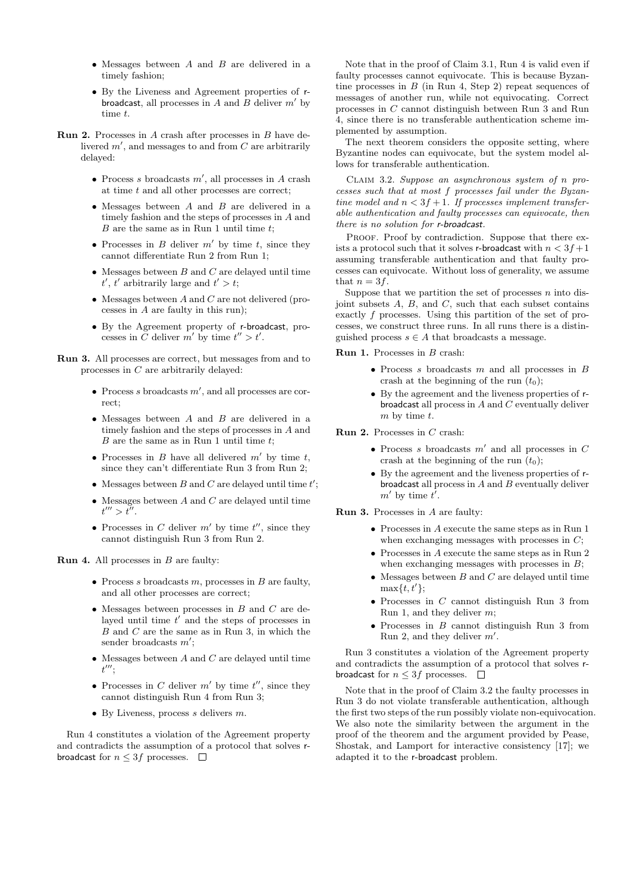- Messages between $A$ and $B$ are delivered in a timely fashion;
- By the Liveness and Agreement properties of r-broadcast, all processes in $A$ and $B$ deliver $m'$ by time $t$.

**Run 2.** Processes in $A$ crash after processes in $B$ have delivered $m'$, and messages to and from $C$ are arbitrarily delayed:

- Process $s$ broadcasts $m'$, all processes in $A$ crash at time $t$ and all other processes are correct;
- Messages between $A$ and $B$ are delivered in a timely fashion and the steps of processes in $A$ and $B$ are the same as in Run 1 until time $t$;
- Processes in $B$ deliver $m'$ by time $t$, since they cannot differentiate Run 2 from Run 1;
- Messages between $B$ and $C$ are delayed until time $t'$, $t'$ arbitrarily large and $t' > t$;
- Messages between $A$ and $C$ are not delivered (processes in $A$ are faulty in this run);
- By the Agreement property of r-broadcast, processes in $C$ deliver $m'$ by time $t'' > t'$.

**Run 3.** All processes are correct, but messages from and to processes in $C$ are arbitrarily delayed:

- Process $s$ broadcasts $m'$, and all processes are correct;
- Messages between $A$ and $B$ are delivered in a timely fashion and the steps of processes in $A$ and $B$ are the same as in Run 1 until time $t$;
- Processes in $B$ have all delivered $m'$ by time $t$, since they can't differentiate Run 3 from Run 2;
- Messages between $B$ and $C$ are delayed until time $t'$;
- Messages between $A$ and $C$ are delayed until time $t''' > t''$.
- Processes in $C$ deliver $m'$ by time $t''$, since they cannot distinguish Run 3 from Run 2.

**Run 4.** All processes in $B$ are faulty:

- Process $s$ broadcasts $m$, processes in $B$ are faulty, and all other processes are correct;
- Messages between processes in $B$ and $C$ are delayed until time $t'$ and the steps of processes in $B$ and $C$ are the same as in Run 3, in which the sender broadcasts $m'$;
- Messages between $A$ and $C$ are delayed until time $t'''$;
- Processes in $C$ deliver $m'$ by time $t''$, since they cannot distinguish Run 4 from Run 3;
- By Liveness, process $s$ delivers $m$.

Run 4 constitutes a violation of the Agreement property and contradicts the assumption of a protocol that solves r-broadcast for $n \leq 3f$ processes. □

Note that in the proof of Claim 3.1, Run 4 is valid even if faulty processes cannot equivocate. This is because Byzantine processes in $B$ (in Run 4, Step 2) repeat sequences of messages of another run, while not equivocating. Correct processes in $C$ cannot distinguish between Run 3 and Run 4, since there is no transferable authentication scheme implemented by assumption.

The next theorem considers the opposite setting, where Byzantine nodes can equivocate, but the system model allows for transferable authentication.

Claim 3.2. *Suppose an asynchronous system of $n$ processes such that at most $f$ processes fail under the Byzantine model and $n < 3f + 1$. If processes implement transferable authentication and faulty processes can equivocate, then there is no solution for r-broadcast.*

Proof. Proof by contradiction. Suppose that there exists a protocol such that it solves r-broadcast with $n < 3f+1$ assuming transferable authentication and that faulty processes can equivocate. Without loss of generality, we assume that $n = 3f$.

Suppose that we partition the set of processes $n$ into disjoint subsets $A$, $B$, and $C$, such that each subset contains exactly $f$ processes. Using this partition of the set of processes, we construct three runs. In all runs there is a distinguished process $s \in A$ that broadcasts a message.

**Run 1.** Processes in $B$ crash:

- Process $s$ broadcasts $m$ and all processes in $B$ crash at the beginning of the run ($t_0$);
- By the agreement and the liveness properties of r-broadcast all process in $A$ and $C$ eventually deliver $m$ by time $t$.

**Run 2.** Processes in $C$ crash:

- Process $s$ broadcasts $m'$ and all processes in $C$ crash at the beginning of the run ($t_0$);
- By the agreement and the liveness properties of r-broadcast all process in $A$ and $B$ eventually deliver $m'$ by time $t'$.

**Run 3.** Processes in $A$ are faulty:

- Processes in $A$ execute the same steps as in Run 1 when exchanging messages with processes in $C$;
- Processes in $A$ execute the same steps as in Run 2 when exchanging messages with processes in $B$;
- Messages between $B$ and $C$ are delayed until time $\max\{t, t'\}$;
- Processes in $C$ cannot distinguish Run 3 from Run 1, and they deliver $m$;
- Processes in $B$ cannot distinguish Run 3 from Run 2, and they deliver $m'$.

Run 3 constitutes a violation of the Agreement property and contradicts the assumption of a protocol that solves r-broadcast for $n \leq 3f$ processes. □

Note that in the proof of Claim 3.2 the faulty processes in Run 3 do not violate transferable authentication, although the first two steps of the run possibly violate non-equivocation. We also note the similarity between the argument in the proof of the theorem and the argument provided by Pease, Shostak, and Lamport for interactive consistency [17]; we adapted it to the r-broadcast problem.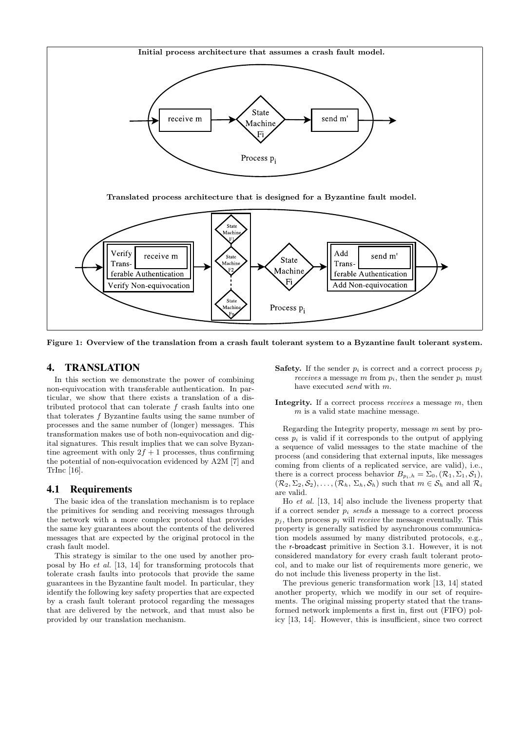Figure 1: Overview of the translation from a crash fault tolerant system to a Byzantine fault tolerant system.

## 4. TRANSLATION

In this section we demonstrate the power of combining non-equivocation with transferable authentication. In particular, we show that there exists a translation of a distributed protocol that can tolerate $f$ crash faults into one that tolerates $f$ Byzantine faults using the same number of processes and the same number of (longer) messages. This transformation makes use of both non-equivocation and digital signatures. This result implies that we can solve Byzantine agreement with only $2f + 1$ processes, thus confirming the potential of non-equivocation evidenced by A2M [7] and TrInc [16].

### 4.1 Requirements

The basic idea of the translation mechanism is to replace the primitives for sending and receiving messages through the network with a more complex protocol that provides the same key guarantees about the contents of the delivered messages that are expected by the original protocol in the crash fault model.

This strategy is similar to the one used by another proposal by Ho *et al.* [13, 14] for transforming protocols that tolerate crash faults into protocols that provide the same guarantees in the Byzantine fault model. In particular, they identify the following key safety properties that are expected by a crash fault tolerant protocol regarding the messages that are delivered by the network, and that must also be provided by our translation mechanism.

**Safety.** If the sender $p_i$ is correct and a correct process $p_j$ *receives* a message $m$ from $p_i$, then the sender $p_i$ must have executed *send* with $m$.

**Integrity.** If a correct process *receives* a message $m$, then $m$ is a valid state machine message.

Regarding the Integrity property, message $m$ sent by process $p_i$ is valid if it corresponds to the output of applying a sequence of valid messages to the state machine of the process (and considering that external inputs, like messages coming from clients of a replicated service, are valid), i.e., there is a correct process behavior $B_{p_i,h} = \Sigma_0, (\mathcal{R}_1, \Sigma_1, \mathcal{S}_1)$, $(\mathcal{R}_2, \Sigma_2, \mathcal{S}_2), \ldots, (\mathcal{R}_h, \Sigma_h, \mathcal{S}_h)$ such that $m \in \mathcal{S}_h$ and all $\mathcal{R}_i$ are valid.

Ho *et al.* [13, 14] also include the liveness property that if a correct sender $p_i$ *sends* a message to a correct process $p_j$, then process $p_j$ will *receive* the message eventually. This property is generally satisfied by asynchronous communication models assumed by many distributed protocols, e.g., the r-broadcast primitive in Section 3.1. However, it is not considered mandatory for every crash fault tolerant protocol, and to make our list of requirements more generic, we do not include this liveness property in the list.

The previous generic transformation work [13, 14] stated another property, which we modify in our set of requirements. The original missing property stated that the transformed network implements a first in, first out (FIFO) policy [13, 14]. However, this is insufficient, since two correct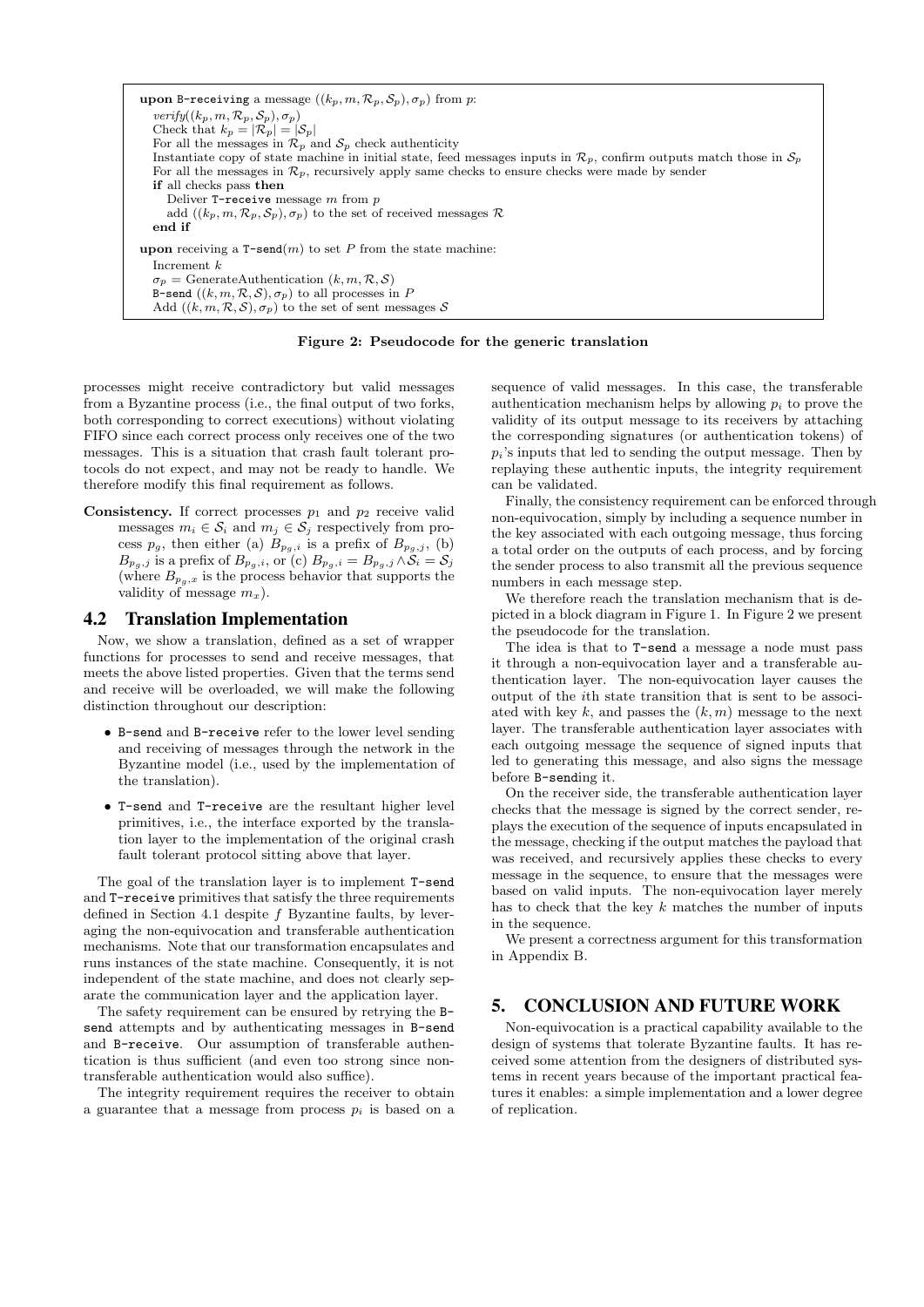```
upon B-receiving a message ((k_p, m, R_p, S_p), σ_p) from p:
  verify((k_p, m, R_p, S_p), σ_p)
  Check that k_p = |R_p| = |S_p|
  For all the messages in R_p and S_p check authenticity
  Instantiate copy of state machine in initial state, feed messages inputs in R_p, confirm outputs match those in S_p
  For all the messages in R_p, recursively apply same checks to ensure checks were made by sender
  if all checks pass then
    Deliver T-receive message m from p
    add ((k_p, m, R_p, S_p), σ_p) to the set of received messages R
  end if

upon receiving a T-send(m) to set P from the state machine:
  Increment k
  σ_p = GenerateAuthentication (k, m, R, S)
  B-send ((k, m, R, S), σ_p) to all processes in P
  Add ((k, m, R, S), σ_p) to the set of sent messages S
```

**Figure 2: Pseudocode for the generic translation**

processes might receive contradictory but valid messages from a Byzantine process (i.e., the final output of two forks, both corresponding to correct executions) without violating FIFO since each correct process only receives one of the two messages. This is a situation that crash fault tolerant protocols do not expect, and may not be ready to handle. We therefore modify this final requirement as follows.

**Consistency.** If correct processes $p_1$ and $p_2$ receive valid messages $m_i \in \mathcal{S}_i$ and $m_j \in \mathcal{S}_j$ respectively from process $p_g$, then either (a) $B_{p_g,i}$ is a prefix of $B_{p_g,j}$, (b) $B_{p_g,j}$ is a prefix of $B_{p_g,i}$, or (c) $B_{p_g,i} = B_{p_g,j} \wedge \mathcal{S}_i = \mathcal{S}_j$ (where $B_{p_g,x}$ is the process behavior that supports the validity of message $m_x$).

## 4.2 Translation Implementation

Now, we show a translation, defined as a set of wrapper functions for processes to send and receive messages, that meets the above listed properties. Given that the terms send and receive will be overloaded, we will make the following distinction throughout our description:

- B-send and B-receive refer to the lower level sending and receiving of messages through the network in the Byzantine model (i.e., used by the implementation of the translation).
- T-send and T-receive are the resultant higher level primitives, i.e., the interface exported by the translation layer to the implementation of the original crash fault tolerant protocol sitting above that layer.

The goal of the translation layer is to implement T-send and T-receive primitives that satisfy the three requirements defined in Section 4.1 despite $f$ Byzantine faults, by leveraging the non-equivocation and transferable authentication mechanisms. Note that our transformation encapsulates and runs instances of the state machine. Consequently, it is not independent of the state machine, and does not clearly separate the communication layer and the application layer.

The safety requirement can be ensured by retrying the B-send attempts and by authenticating messages in B-send and B-receive. Our assumption of transferable authentication is thus sufficient (and even too strong since non-transferable authentication would also suffice).

The integrity requirement requires the receiver to obtain a guarantee that a message from process $p_i$ is based on a sequence of valid messages. In this case, the transferable authentication mechanism helps by allowing $p_i$ to prove the validity of its output message to its receivers by attaching the corresponding signatures (or authentication tokens) of $p_i$'s inputs that led to sending the output message. Then by replaying these authentic inputs, the integrity requirement can be validated.

Finally, the consistency requirement can be enforced through non-equivocation, simply by including a sequence number in the key associated with each outgoing message, thus forcing a total order on the outputs of each process, and by forcing the sender process to also transmit all the previous sequence numbers in each message step.

We therefore reach the translation mechanism that is depicted in a block diagram in Figure 1. In Figure 2 we present the pseudocode for the translation.

The idea is that to T-send a message a node must pass it through a non-equivocation layer and a transferable authentication layer. The non-equivocation layer causes the output of the $i$th state transition that is sent to be associated with key $k$, and passes the $(k, m)$ message to the next layer. The transferable authentication layer associates with each outgoing message the sequence of signed inputs that led to generating this message, and also signs the message before B-sending it.

On the receiver side, the transferable authentication layer checks that the message is signed by the correct sender, replays the execution of the sequence of inputs encapsulated in the message, checking if the output matches the payload that was received, and recursively applies these checks to every message in the sequence, to ensure that the messages were based on valid inputs. The non-equivocation layer merely has to check that the key $k$ matches the number of inputs in the sequence.

We present a correctness argument for this transformation in Appendix B.

# 5. CONCLUSION AND FUTURE WORK

Non-equivocation is a practical capability available to the design of systems that tolerate Byzantine faults. It has received some attention from the designers of distributed systems in recent years because of the important practical features it enables: a simple implementation and a lower degree of replication.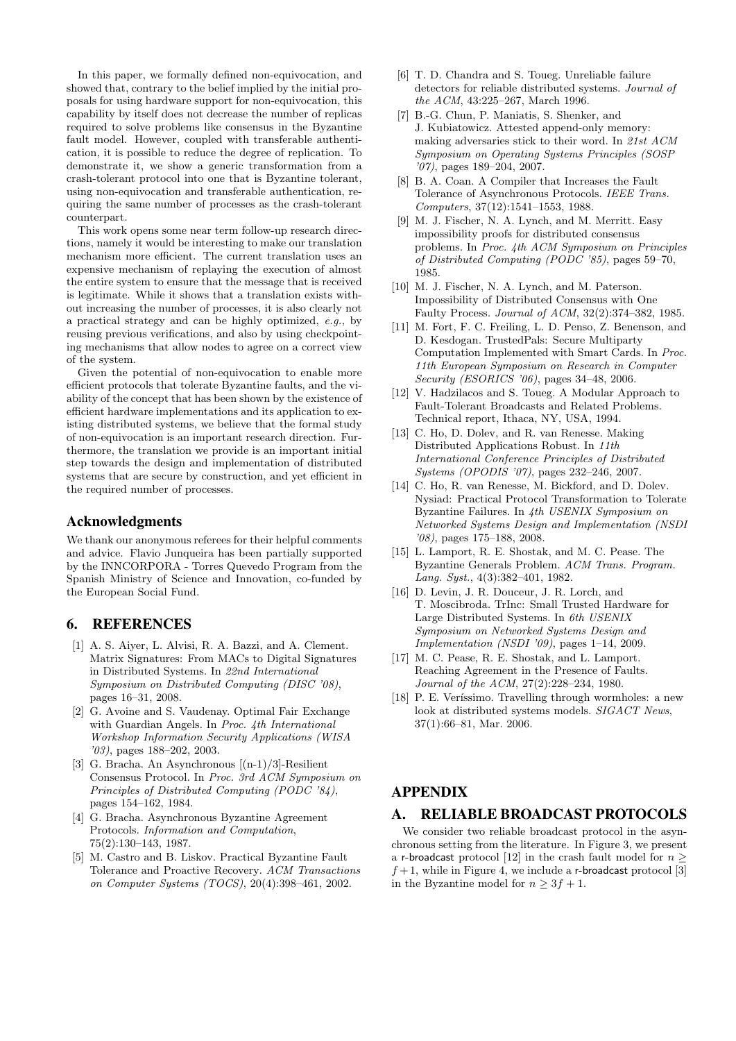In this paper, we formally defined non-equivocation, and showed that, contrary to the belief implied by the initial proposals for using hardware support for non-equivocation, this capability by itself does not decrease the number of replicas required to solve problems like consensus in the Byzantine fault model. However, coupled with transferable authentication, it is possible to reduce the degree of replication. To demonstrate it, we show a generic transformation from a crash-tolerant protocol into one that is Byzantine tolerant, using non-equivocation and transferable authentication, requiring the same number of processes as the crash-tolerant counterpart.

This work opens some near term follow-up research directions, namely it would be interesting to make our translation mechanism more efficient. The current translation uses an expensive mechanism of replaying the execution of almost the entire system to ensure that the message that is received is legitimate. While it shows that a translation exists without increasing the number of processes, it is also clearly not a practical strategy and can be highly optimized, *e.g.*, by reusing previous verifications, and also by using checkpointing mechanisms that allow nodes to agree on a correct view of the system.

Given the potential of non-equivocation to enable more efficient protocols that tolerate Byzantine faults, and the viability of the concept that has been shown by the existence of efficient hardware implementations and its application to existing distributed systems, we believe that the formal study of non-equivocation is an important research direction. Furthermore, the translation we provide is an important initial step towards the design and implementation of distributed systems that are secure by construction, and yet efficient in the required number of processes.

## Acknowledgments

We thank our anonymous referees for their helpful comments and advice. Flavio Junqueira has been partially supported by the INNCORPORA - Torres Quevedo Program from the Spanish Ministry of Science and Innovation, co-funded by the European Social Fund.

## 6. REFERENCES

[1] A. S. Aiyer, L. Alvisi, R. A. Bazzi, and A. Clement. Matrix Signatures: From MACs to Digital Signatures in Distributed Systems. In *22nd International Symposium on Distributed Computing (DISC '08)*, pages 16–31, 2008.

[2] G. Avoine and S. Vaudenay. Optimal Fair Exchange with Guardian Angels. In *Proc. 4th International Workshop Information Security Applications (WISA '03)*, pages 188–202, 2003.

[3] G. Bracha. An Asynchronous [(n-1)/3]-Resilient Consensus Protocol. In *Proc. 3rd ACM Symposium on Principles of Distributed Computing (PODC '84)*, pages 154–162, 1984.

[4] G. Bracha. Asynchronous Byzantine Agreement Protocols. *Information and Computation*, 75(2):130–143, 1987.

[5] M. Castro and B. Liskov. Practical Byzantine Fault Tolerance and Proactive Recovery. *ACM Transactions on Computer Systems (TOCS)*, 20(4):398–461, 2002.

[6] T. D. Chandra and S. Toueg. Unreliable failure detectors for reliable distributed systems. *Journal of the ACM*, 43:225–267, March 1996.

[7] B.-G. Chun, P. Maniatis, S. Shenker, and J. Kubiatowicz. Attested append-only memory: making adversaries stick to their word. In *21st ACM Symposium on Operating Systems Principles (SOSP '07)*, pages 189–204, 2007.

[8] B. A. Coan. A Compiler that Increases the Fault Tolerance of Asynchronous Protocols. *IEEE Trans. Computers*, 37(12):1541–1553, 1988.

[9] M. J. Fischer, N. A. Lynch, and M. Merritt. Easy impossibility proofs for distributed consensus problems. In *Proc. 4th ACM Symposium on Principles of Distributed Computing (PODC '85)*, pages 59–70, 1985.

[10] M. J. Fischer, N. A. Lynch, and M. Paterson. Impossibility of Distributed Consensus with One Faulty Process. *Journal of ACM*, 32(2):374–382, 1985.

[11] M. Fort, F. C. Freiling, L. D. Penso, Z. Benenson, and D. Kesdogan. TrustedPals: Secure Multiparty Computation Implemented with Smart Cards. In *Proc. 11th European Symposium on Research in Computer Security (ESORICS '06)*, pages 34–48, 2006.

[12] V. Hadzilacos and S. Toueg. A Modular Approach to Fault-Tolerant Broadcasts and Related Problems. Technical report, Ithaca, NY, USA, 1994.

[13] C. Ho, D. Dolev, and R. van Renesse. Making Distributed Applications Robust. In *11th International Conference Principles of Distributed Systems (OPODIS '07)*, pages 232–246, 2007.

[14] C. Ho, R. van Renesse, M. Bickford, and D. Dolev. Nysiad: Practical Protocol Transformation to Tolerate Byzantine Failures. In *4th USENIX Symposium on Networked Systems Design and Implementation (NSDI '08)*, pages 175–188, 2008.

[15] L. Lamport, R. E. Shostak, and M. C. Pease. The Byzantine Generals Problem. *ACM Trans. Program. Lang. Syst.*, 4(3):382–401, 1982.

[16] D. Levin, J. R. Douceur, J. R. Lorch, and T. Moscibroda. TrInc: Small Trusted Hardware for Large Distributed Systems. In *6th USENIX Symposium on Networked Systems Design and Implementation (NSDI '09)*, pages 1–14, 2009.

[17] M. C. Pease, R. E. Shostak, and L. Lamport. Reaching Agreement in the Presence of Faults. *Journal of the ACM*, 27(2):228–234, 1980.

[18] P. E. Veríssimo. Travelling through wormholes: a new look at distributed systems models. *SIGACT News*, 37(1):66–81, Mar. 2006.

## APPENDIX

## A. RELIABLE BROADCAST PROTOCOLS

We consider two reliable broadcast protocol in the asynchronous setting from the literature. In Figure 3, we present a r-broadcast protocol [12] in the crash fault model for $n \geq f+1$, while in Figure 4, we include a r-broadcast protocol [3] in the Byzantine model for $n \geq 3f+1$.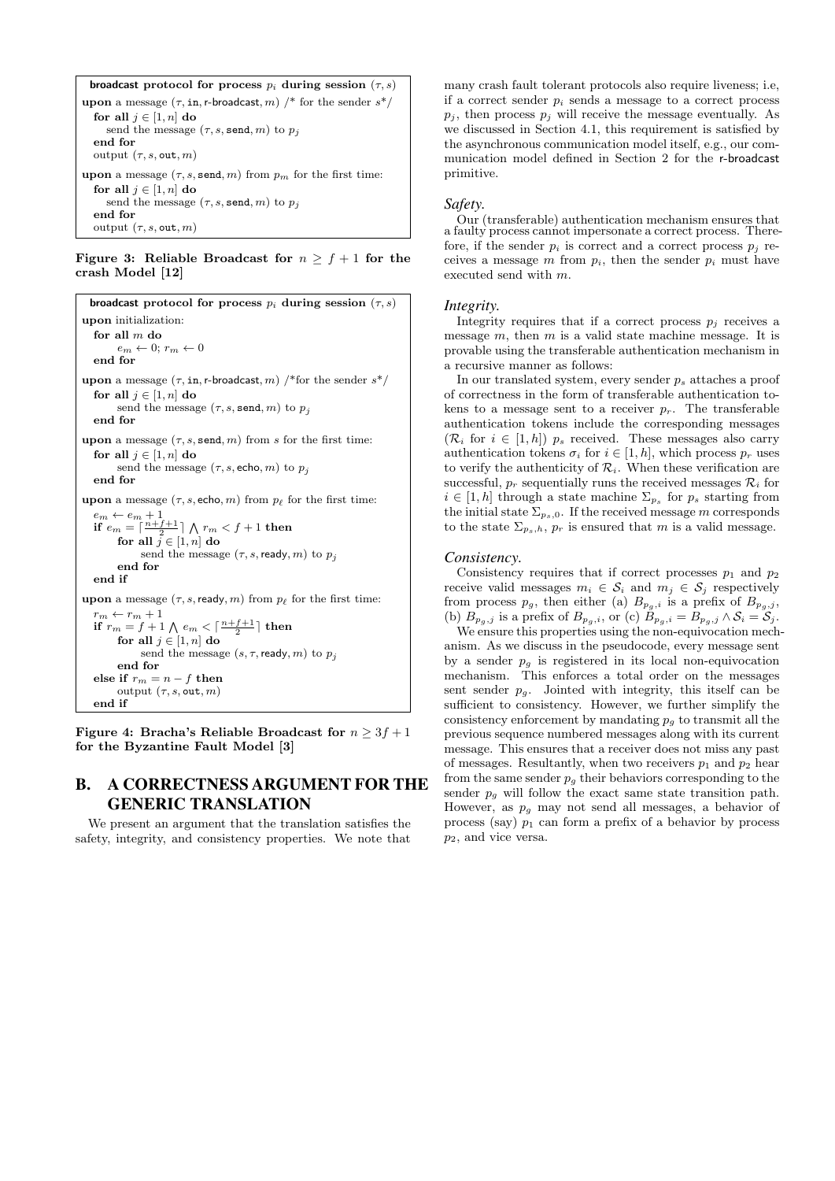```
broadcast protocol for process p_i during session (τ, s)
upon a message (τ, in, r-broadcast, m) /* for the sender s*/
  for all j ∈ [1, n] do
    send the message (τ, s, send, m) to p_j
  end for
  output (τ, s, out, m)
upon a message (τ, s, send, m) from p_m for the first time:
  for all j ∈ [1, n] do
    send the message (τ, s, send, m) to p_j
  end for
  output (τ, s, out, m)
```

**Figure 3: Reliable Broadcast for $n \geq f + 1$ for the crash Model [12]**

```
broadcast protocol for process p_i during session (τ, s)
upon initialization:
  for all m do
    e_m ← 0; r_m ← 0
  end for
upon a message (τ, in, r-broadcast, m) /*for the sender s*/
  for all j ∈ [1, n] do
    send the message (τ, s, send, m) to p_j
  end for
upon a message (τ, s, send, m) from s for the first time:
  for all j ∈ [1, n] do
    send the message (τ, s, echo, m) to p_j
  end for
upon a message (τ, s, echo, m) from p_ℓ for the first time:
  e_m ← e_m + 1
  if e_m = ⌈(n+f+1)/2⌉ ∧ r_m < f + 1 then
    for all j ∈ [1, n] do
      send the message (τ, s, ready, m) to p_j
    end for
  end if
upon a message (τ, s, ready, m) from p_ℓ for the first time:
  r_m ← r_m + 1
  if r_m = f + 1 ∧ e_m < ⌈(n+f+1)/2⌉ then
    for all j ∈ [1, n] do
      send the message (s, τ, ready, m) to p_j
    end for
  else if r_m = n − f then
    output (τ, s, out, m)
  end if
```

**Figure 4: Bracha's Reliable Broadcast for $n \geq 3f + 1$ for the Byzantine Fault Model [3]**

## B. A CORRECTNESS ARGUMENT FOR THE GENERIC TRANSLATION

We present an argument that the translation satisfies the safety, integrity, and consistency properties. We note that many crash fault tolerant protocols also require liveness; i.e, if a correct sender $p_i$ sends a message to a correct process $p_j$, then process $p_j$ will receive the message eventually. As we discussed in Section 4.1, this requirement is satisfied by the asynchronous communication model itself, e.g., our communication model defined in Section 2 for the r-broadcast primitive.

### *Safety.*

Our (transferable) authentication mechanism ensures that a faulty process cannot impersonate a correct process. Therefore, if the sender $p_i$ is correct and a correct process $p_j$ receives a message $m$ from $p_i$, then the sender $p_i$ must have executed send with $m$.

### *Integrity.*

Integrity requires that if a correct process $p_j$ receives a message $m$, then $m$ is a valid state machine message. It is provable using the transferable authentication mechanism in a recursive manner as follows:

In our translated system, every sender $p_s$ attaches a proof of correctness in the form of transferable authentication tokens to a message sent to a receiver $p_r$. The transferable authentication tokens include the corresponding messages ($\mathcal{R}_i$ for $i \in [1, h]$) $p_s$ received. These messages also carry authentication tokens $\sigma_i$ for $i \in [1, h]$, which process $p_r$ uses to verify the authenticity of $\mathcal{R}_i$. When these verification are successful, $p_r$ sequentially runs the received messages $\mathcal{R}_i$ for $i \in [1, h]$ through a state machine $\Sigma_{p_s}$ for $p_s$ starting from the initial state $\Sigma_{p_s,0}$. If the received message $m$ corresponds to the state $\Sigma_{p_s,h}$, $p_r$ is ensured that $m$ is a valid message.

### *Consistency.*

Consistency requires that if correct processes $p_1$ and $p_2$ receive valid messages $m_i \in \mathcal{S}_i$ and $m_j \in \mathcal{S}_j$ respectively from process $p_g$, then either (a) $B_{p_g,i}$ is a prefix of $B_{p_g,j}$, (b) $B_{p_g,j}$ is a prefix of $B_{p_g,i}$, or (c) $B_{p_g,i} = B_{p_g,j} \wedge \mathcal{S}_i = \mathcal{S}_j$.

We ensure this properties using the non-equivocation mechanism. As we discuss in the pseudocode, every message sent by a sender $p_g$ is registered in its local non-equivocation mechanism. This enforces a total order on the messages sent sender $p_g$. Jointed with integrity, this itself can be sufficient to consistency. However, we further simplify the consistency enforcement by mandating $p_g$ to transmit all the previous sequence numbered messages along with its current message. This ensures that a receiver does not miss any past of messages. Resultantly, when two receivers $p_1$ and $p_2$ hear from the same sender $p_g$ their behaviors corresponding to the sender $p_g$ will follow the exact same state transition path. However, as $p_g$ may not send all messages, a behavior of process (say) $p_1$ can form a prefix of a behavior by process $p_2$, and vice versa.